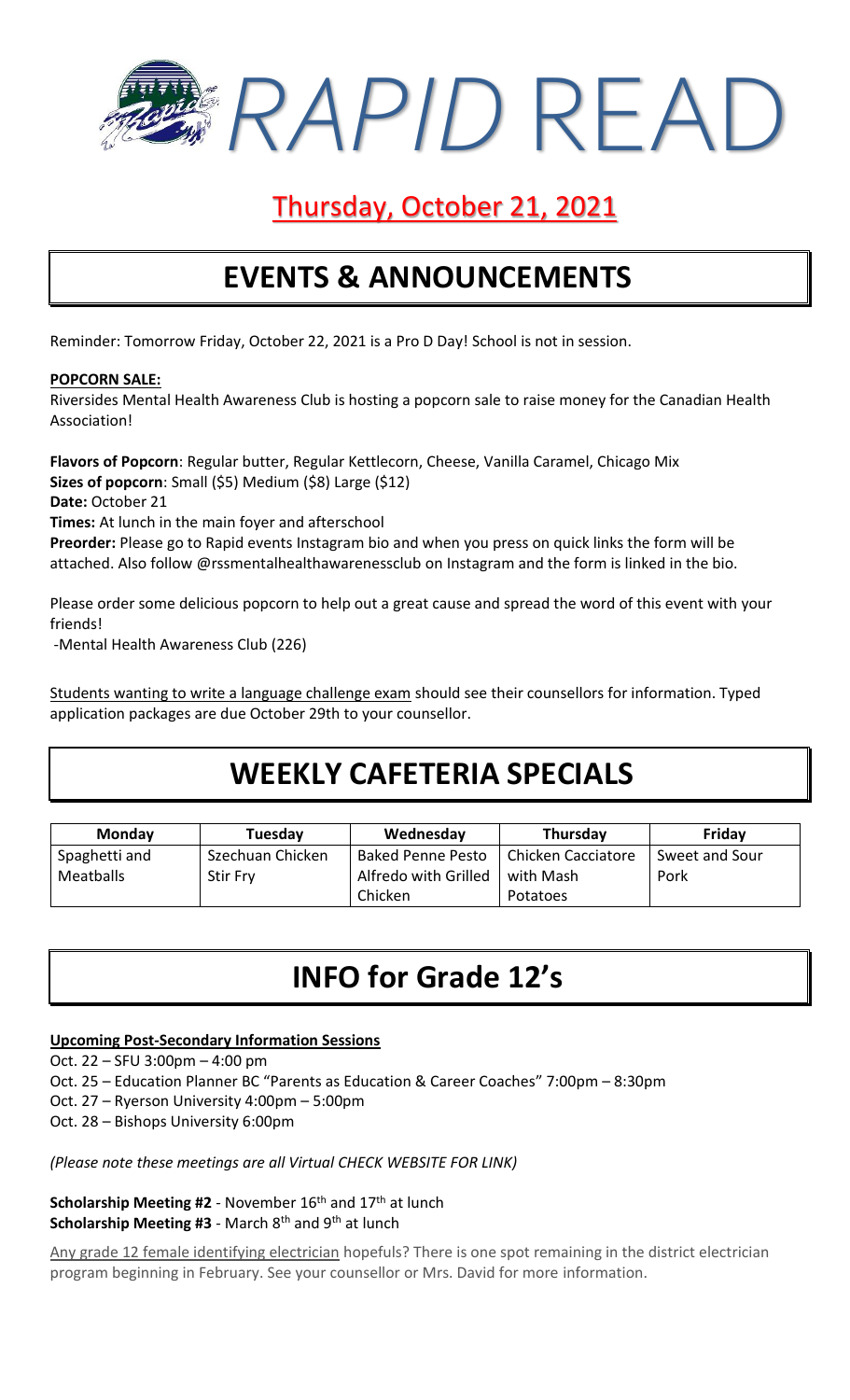# *RAPID* READ

## Thursday, October 21, 2021

## EVENTS & ANNOUNCEMENTS

Reminder: Tomorrow Friday, October 22, 2021 is a Pro D Day! School is not in session.

**POPCORN SALE:**

Riversides Mental Health Awareness Club is hosting a popcorn sale to raise money for the Canadian Health Association!

**Flavors of Popcorn**: Regular butter, Regular Kettlecorn, Cheese, Vanilla Caramel, Chicago Mix
**Sizes of popcorn**: Small ($5) Medium ($8) Large ($12)
**Date:** October 21
**Times:** At lunch in the main foyer and afterschool
**Preorder:** Please go to Rapid events Instagram bio and when you press on quick links the form will be attached. Also follow @rssmentalhealthawarenessclub on Instagram and the form is linked in the bio.

Please order some delicious popcorn to help out a great cause and spread the word of this event with your friends!

-Mental Health Awareness Club (226)

Students wanting to write a language challenge exam should see their counsellors for information. Typed application packages are due October 29th to your counsellor.

## WEEKLY CAFETERIA SPECIALS

| Monday | Tuesday | Wednesday | Thursday | Friday |
|---|---|---|---|---|
| Spaghetti and Meatballs | Szechuan Chicken Stir Fry | Baked Penne Pesto Alfredo with Grilled Chicken | Chicken Cacciatore with Mash Potatoes | Sweet and Sour Pork |

## INFO for Grade 12's

**Upcoming Post-Secondary Information Sessions**

Oct. 22 – SFU 3:00pm – 4:00 pm
Oct. 25 – Education Planner BC "Parents as Education & Career Coaches" 7:00pm – 8:30pm
Oct. 27 – Ryerson University 4:00pm – 5:00pm
Oct. 28 – Bishops University 6:00pm

*(Please note these meetings are all Virtual CHECK WEBSITE FOR LINK)*

**Scholarship Meeting #2** - November 16th and 17th at lunch
**Scholarship Meeting #3** - March 8th and 9th at lunch

Any grade 12 female identifying electrician hopefuls? There is one spot remaining in the district electrician program beginning in February. See your counsellor or Mrs. David for more information.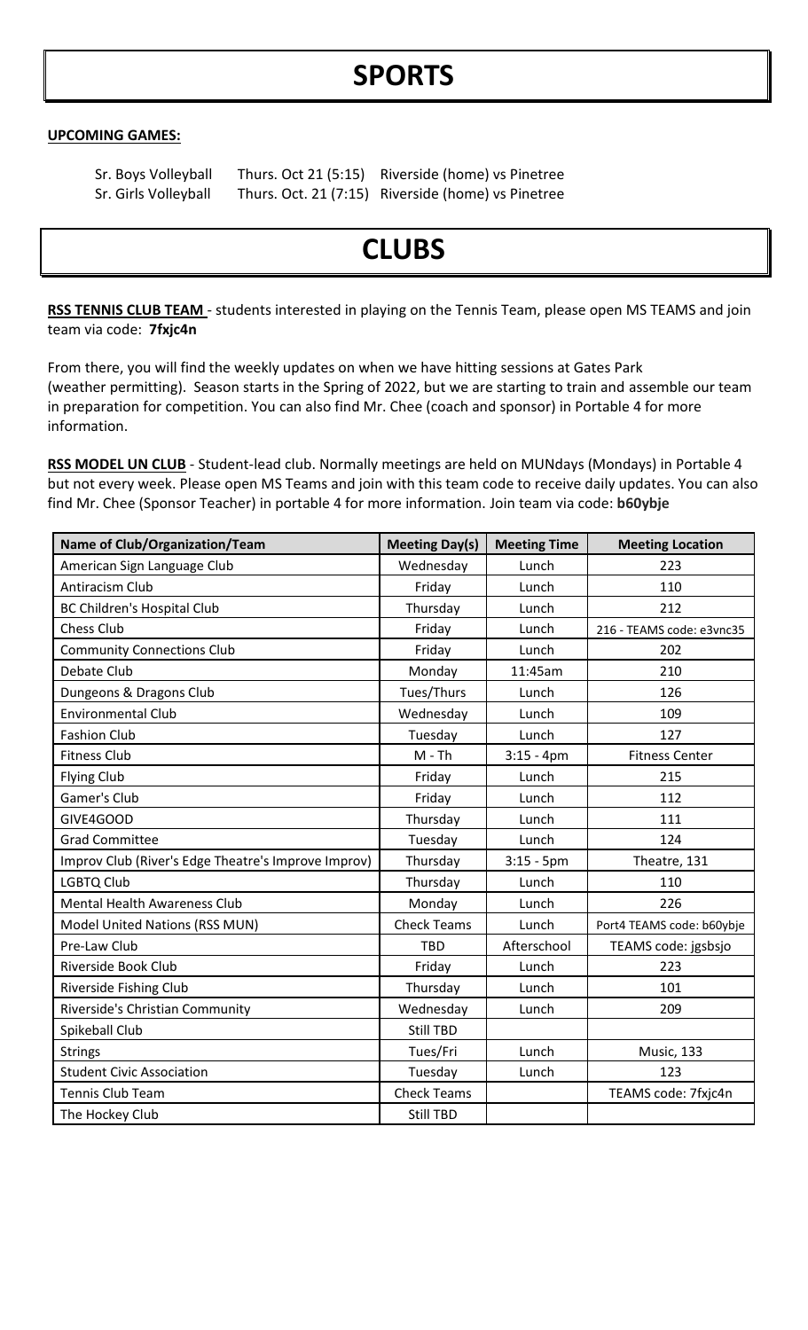# SPORTS

**UPCOMING GAMES:**

| | | |
|---|---|---|
| Sr. Boys Volleyball | Thurs. Oct 21 (5:15) | Riverside (home) vs Pinetree |
| Sr. Girls Volleyball | Thurs. Oct. 21 (7:15) | Riverside (home) vs Pinetree |

# CLUBS

**RSS TENNIS CLUB TEAM** - students interested in playing on the Tennis Team, please open MS TEAMS and join team via code: **7fxjc4n**

From there, you will find the weekly updates on when we have hitting sessions at Gates Park (weather permitting). Season starts in the Spring of 2022, but we are starting to train and assemble our team in preparation for competition. You can also find Mr. Chee (coach and sponsor) in Portable 4 for more information.

**RSS MODEL UN CLUB** - Student-lead club. Normally meetings are held on MUNdays (Mondays) in Portable 4 but not every week. Please open MS Teams and join with this team code to receive daily updates. You can also find Mr. Chee (Sponsor Teacher) in portable 4 for more information. Join team via code: **b60ybje**

| Name of Club/Organization/Team | Meeting Day(s) | Meeting Time | Meeting Location |
|---|---|---|---|
| American Sign Language Club | Wednesday | Lunch | 223 |
| Antiracism Club | Friday | Lunch | 110 |
| BC Children's Hospital Club | Thursday | Lunch | 212 |
| Chess Club | Friday | Lunch | 216 - TEAMS code: e3vnc35 |
| Community Connections Club | Friday | Lunch | 202 |
| Debate Club | Monday | 11:45am | 210 |
| Dungeons & Dragons Club | Tues/Thurs | Lunch | 126 |
| Environmental Club | Wednesday | Lunch | 109 |
| Fashion Club | Tuesday | Lunch | 127 |
| Fitness Club | M - Th | 3:15 - 4pm | Fitness Center |
| Flying Club | Friday | Lunch | 215 |
| Gamer's Club | Friday | Lunch | 112 |
| GIVE4GOOD | Thursday | Lunch | 111 |
| Grad Committee | Tuesday | Lunch | 124 |
| Improv Club (River's Edge Theatre's Improve Improv) | Thursday | 3:15 - 5pm | Theatre, 131 |
| LGBTQ Club | Thursday | Lunch | 110 |
| Mental Health Awareness Club | Monday | Lunch | 226 |
| Model United Nations (RSS MUN) | Check Teams | Lunch | Port4 TEAMS code: b60ybje |
| Pre-Law Club | TBD | Afterschool | TEAMS code: jgsbsjo |
| Riverside Book Club | Friday | Lunch | 223 |
| Riverside Fishing Club | Thursday | Lunch | 101 |
| Riverside's Christian Community | Wednesday | Lunch | 209 |
| Spikeball Club | Still TBD | | |
| Strings | Tues/Fri | Lunch | Music, 133 |
| Student Civic Association | Tuesday | Lunch | 123 |
| Tennis Club Team | Check Teams | | TEAMS code: 7fxjc4n |
| The Hockey Club | Still TBD | | |